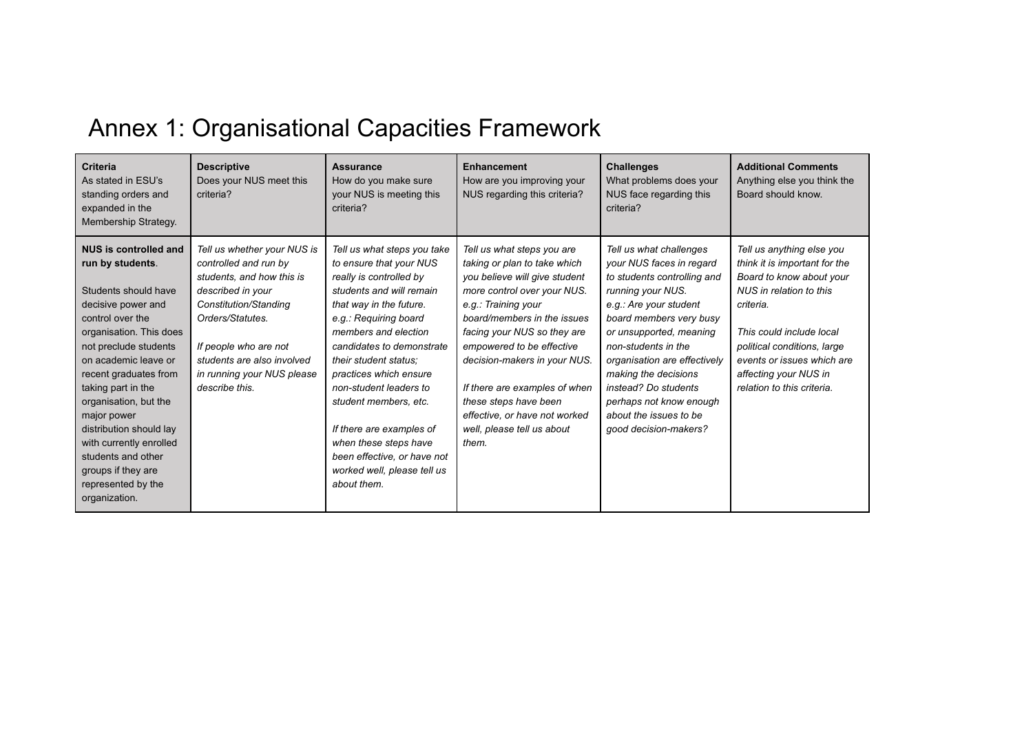# Annex 1: Organisational Capacities Framework

| **Criteria** As stated in ESU's standing orders and expanded in the Membership Strategy. | **Descriptive** Does your NUS meet this criteria? | **Assurance** How do you make sure your NUS is meeting this criteria? | **Enhancement** How are you improving your NUS regarding this criteria? | **Challenges** What problems does your NUS face regarding this criteria? | **Additional Comments** Anything else you think the Board should know. |
| --- | --- | --- | --- | --- | --- |
| **NUS is controlled and run by students**. Students should have decisive power and control over the organisation. This does not preclude students on academic leave or recent graduates from taking part in the organisation, but the major power distribution should lay with currently enrolled students and other groups if they are represented by the organization. | *Tell us whether your NUS is controlled and run by students, and how this is described in your Constitution/Standing Orders/Statutes.* *If people who are not students are also involved in running your NUS please describe this.* | *Tell us what steps you take to ensure that your NUS really is controlled by students and will remain that way in the future. e.g.: Requiring board members and election candidates to demonstrate their student status; practices which ensure non-student leaders to student members, etc.* *If there are examples of when these steps have been effective, or have not worked well, please tell us about them.* | *Tell us what steps you are taking or plan to take which you believe will give student more control over your NUS. e.g.: Training your board/members in the issues facing your NUS so they are empowered to be effective decision-makers in your NUS.* *If there are examples of when these steps have been effective, or have not worked well, please tell us about them.* | *Tell us what challenges your NUS faces in regard to students controlling and running your NUS. e.g.: Are your student board members very busy or unsupported, meaning non-students in the organisation are effectively making the decisions instead? Do students perhaps not know enough about the issues to be good decision-makers?* | *Tell us anything else you think it is important for the Board to know about your NUS in relation to this criteria.* *This could include local political conditions, large events or issues which are affecting your NUS in relation to this criteria.* |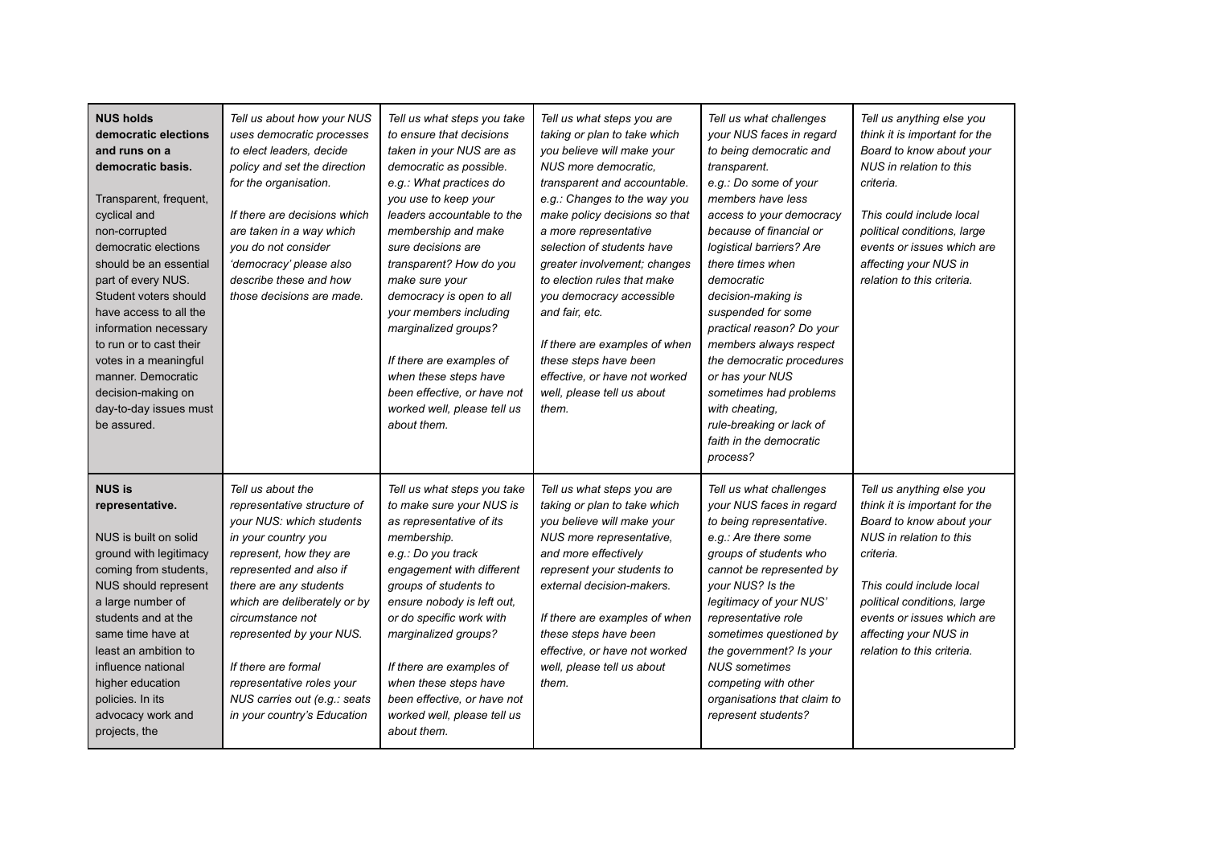| **NUS holds democratic elections and runs on a democratic basis.**<br><br>Transparent, frequent, cyclical and non-corrupted democratic elections should be an essential part of every NUS. Student voters should have access to all the information necessary to run or to cast their votes in a meaningful manner. Democratic decision-making on day-to-day issues must be assured. | *Tell us about how your NUS uses democratic processes to elect leaders, decide policy and set the direction for the organisation.*<br><br>*If there are decisions which are taken in a way which you do not consider 'democracy' please also describe these and how those decisions are made.* | *Tell us what steps you take to ensure that decisions taken in your NUS are as democratic as possible. e.g.: What practices do you use to keep your leaders accountable to the membership and make sure decisions are transparent? How do you make sure your democracy is open to all your members including marginalized groups?*<br><br>*If there are examples of when these steps have been effective, or have not worked well, please tell us about them.* | *Tell us what steps you are taking or plan to take which you believe will make your NUS more democratic, transparent and accountable. e.g.: Changes to the way you make policy decisions so that a more representative selection of students have greater involvement; changes to election rules that make you democracy accessible and fair, etc.*<br><br>*If there are examples of when these steps have been effective, or have not worked well, please tell us about them.* | *Tell us what challenges your NUS faces in regard to being democratic and transparent. e.g.: Do some of your members have less access to your democracy because of financial or logistical barriers? Are there times when democratic decision-making is suspended for some practical reason? Do your members always respect the democratic procedures or has your NUS sometimes had problems with cheating, rule-breaking or lack of faith in the democratic process?* | *Tell us anything else you think it is important for the Board to know about your NUS in relation to this criteria.*<br><br>*This could include local political conditions, large events or issues which are affecting your NUS in relation to this criteria.* |
|---|---|---|---|---|---|
| **NUS is representative.**<br><br>NUS is built on solid ground with legitimacy coming from students, NUS should represent a large number of students and at the same time have at least an ambition to influence national higher education policies. In its advocacy work and projects, the | *Tell us about the representative structure of your NUS: which students in your country you represent, how they are represented and also if there are any students which are deliberately or by circumstance not represented by your NUS.*<br><br>*If there are formal representative roles your NUS carries out (e.g.: seats in your country's Education* | *Tell us what steps you take to make sure your NUS is as representative of its membership. e.g.: Do you track engagement with different groups of students to ensure nobody is left out, or do specific work with marginalized groups?*<br><br>*If there are examples of when these steps have been effective, or have not worked well, please tell us about them.* | *Tell us what steps you are taking or plan to take which you believe will make your NUS more representative, and more effectively represent your students to external decision-makers.*<br><br>*If there are examples of when these steps have been effective, or have not worked well, please tell us about them.* | *Tell us what challenges your NUS faces in regard to being representative. e.g.: Are there some groups of students who cannot be represented by your NUS? Is the legitimacy of your NUS' representative role sometimes questioned by the government? Is your NUS sometimes competing with other organisations that claim to represent students?* | *Tell us anything else you think it is important for the Board to know about your NUS in relation to this criteria.*<br><br>*This could include local political conditions, large events or issues which are affecting your NUS in relation to this criteria.* |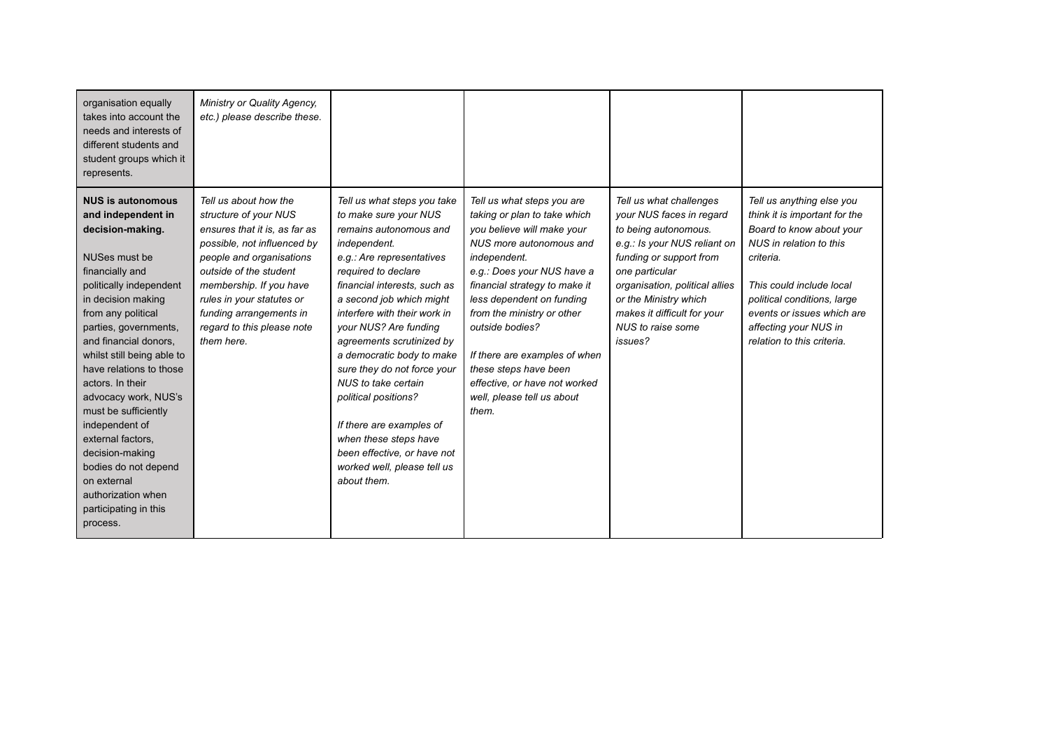| | | | | | |
|---|---|---|---|---|---|
| organisation equally takes into account the needs and interests of different students and student groups which it represents. | *Ministry or Quality Agency, etc.) please describe these.* | | | | |
| **NUS is autonomous and independent in decision-making.**<br><br>NUSes must be financially and politically independent in decision making from any political parties, governments, and financial donors, whilst still being able to have relations to those actors. In their advocacy work, NUS's must be sufficiently independent of external factors, decision-making bodies do not depend on external authorization when participating in this process. | *Tell us about how the structure of your NUS ensures that it is, as far as possible, not influenced by people and organisations outside of the student membership. If you have rules in your statutes or funding arrangements in regard to this please note them here.* | *Tell us what steps you take to make sure your NUS remains autonomous and independent.*<br>*e.g.: Are representatives required to declare financial interests, such as a second job which might interfere with their work in your NUS? Are funding agreements scrutinized by a democratic body to make sure they do not force your NUS to take certain political positions?*<br><br>*If there are examples of when these steps have been effective, or have not worked well, please tell us about them.* | *Tell us what steps you are taking or plan to take which you believe will make your NUS more autonomous and independent.*<br>*e.g.: Does your NUS have a financial strategy to make it less dependent on funding from the ministry or other outside bodies?*<br><br>*If there are examples of when these steps have been effective, or have not worked well, please tell us about them.* | *Tell us what challenges your NUS faces in regard to being autonomous.*<br>*e.g.: Is your NUS reliant on funding or support from one particular organisation, political allies or the Ministry which makes it difficult for your NUS to raise some issues?* | *Tell us anything else you think it is important for the Board to know about your NUS in relation to this criteria.*<br><br>*This could include local political conditions, large events or issues which are affecting your NUS in relation to this criteria.* |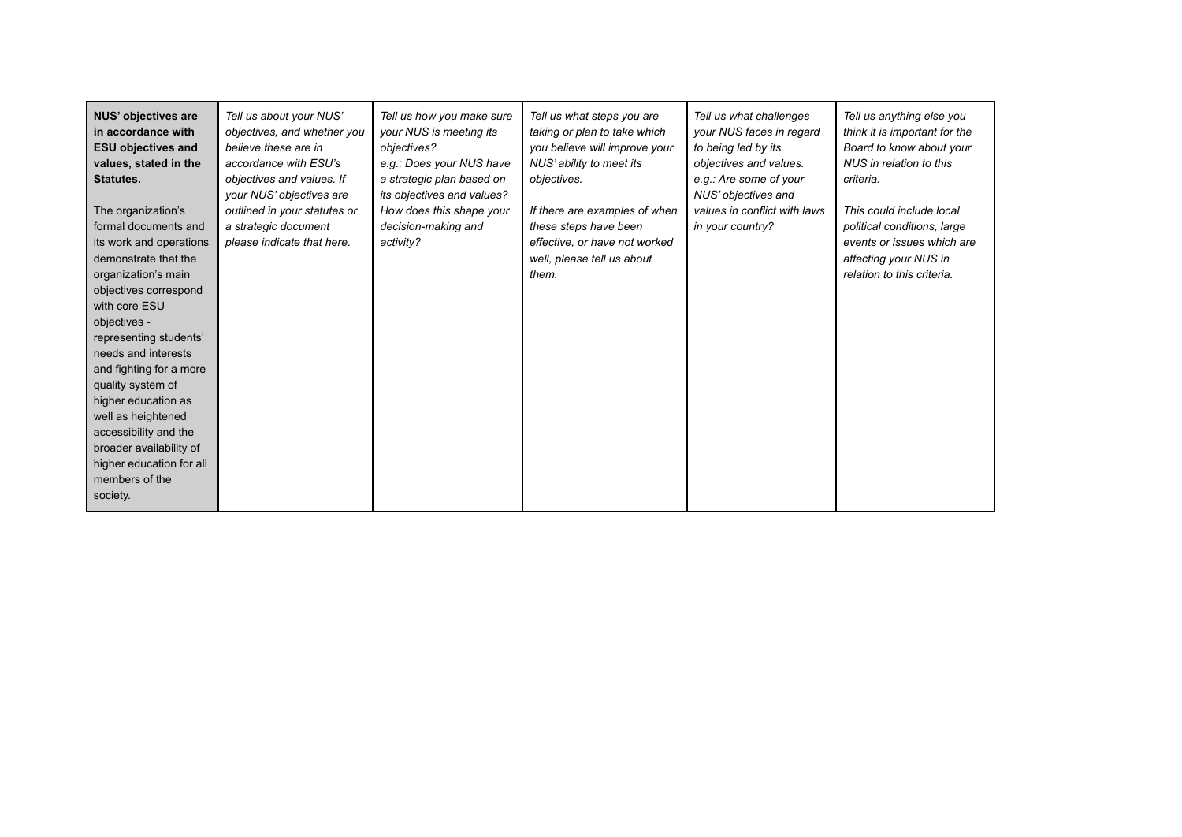| | | | | | |
|---|---|---|---|---|---|
| **NUS' objectives are in accordance with ESU objectives and values, stated in the Statutes.**<br><br>The organization's formal documents and its work and operations demonstrate that the organization's main objectives correspond with core ESU objectives - representing students' needs and interests and fighting for a more quality system of higher education as well as heightened accessibility and the broader availability of higher education for all members of the society. | *Tell us about your NUS' objectives, and whether you believe these are in accordance with ESU's objectives and values. If your NUS' objectives are outlined in your statutes or a strategic document please indicate that here.* | *Tell us how you make sure your NUS is meeting its objectives?*<br>*e.g.: Does your NUS have a strategic plan based on its objectives and values? How does this shape your decision-making and activity?* | *Tell us what steps you are taking or plan to take which you believe will improve your NUS' ability to meet its objectives.*<br><br>*If there are examples of when these steps have been effective, or have not worked well, please tell us about them.* | *Tell us what challenges your NUS faces in regard to being led by its objectives and values.*<br>*e.g.: Are some of your NUS' objectives and values in conflict with laws in your country?* | *Tell us anything else you think it is important for the Board to know about your NUS in relation to this criteria.*<br><br>*This could include local political conditions, large events or issues which are affecting your NUS in relation to this criteria.* |